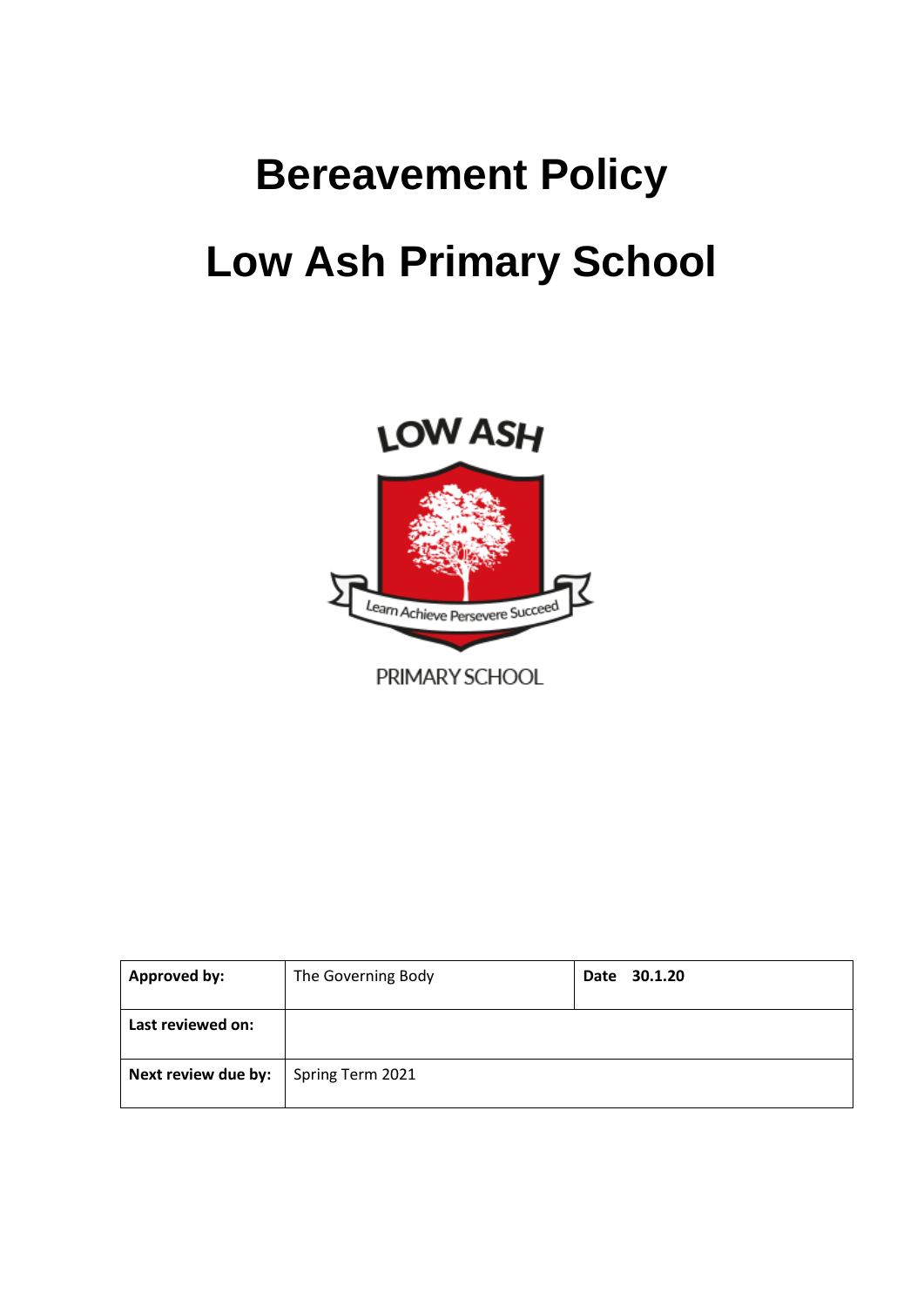# Bereavement Policy

# Low Ash Primary School

LOW ASH

Learn Achieve Persevere Succeed

PRIMARY SCHOOL

| **Approved by:** | The Governing Body | **Date 30.1.20** |
|---|---|---|
| **Last reviewed on:** | | |
| **Next review due by:** | Spring Term 2021 | |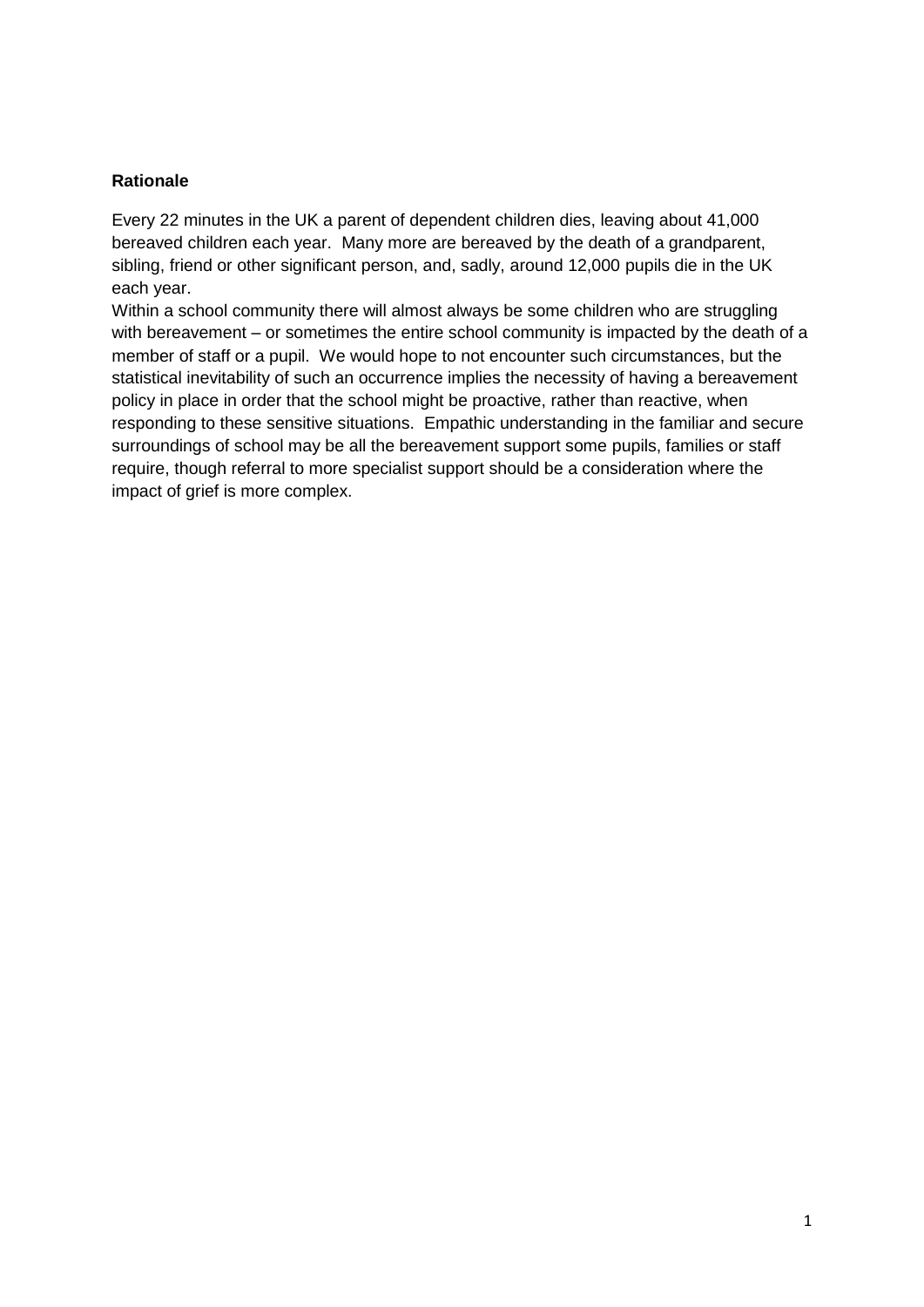**Rationale**

Every 22 minutes in the UK a parent of dependent children dies, leaving about 41,000 bereaved children each year. Many more are bereaved by the death of a grandparent, sibling, friend or other significant person, and, sadly, around 12,000 pupils die in the UK each year.

Within a school community there will almost always be some children who are struggling with bereavement – or sometimes the entire school community is impacted by the death of a member of staff or a pupil. We would hope to not encounter such circumstances, but the statistical inevitability of such an occurrence implies the necessity of having a bereavement policy in place in order that the school might be proactive, rather than reactive, when responding to these sensitive situations. Empathic understanding in the familiar and secure surroundings of school may be all the bereavement support some pupils, families or staff require, though referral to more specialist support should be a consideration where the impact of grief is more complex.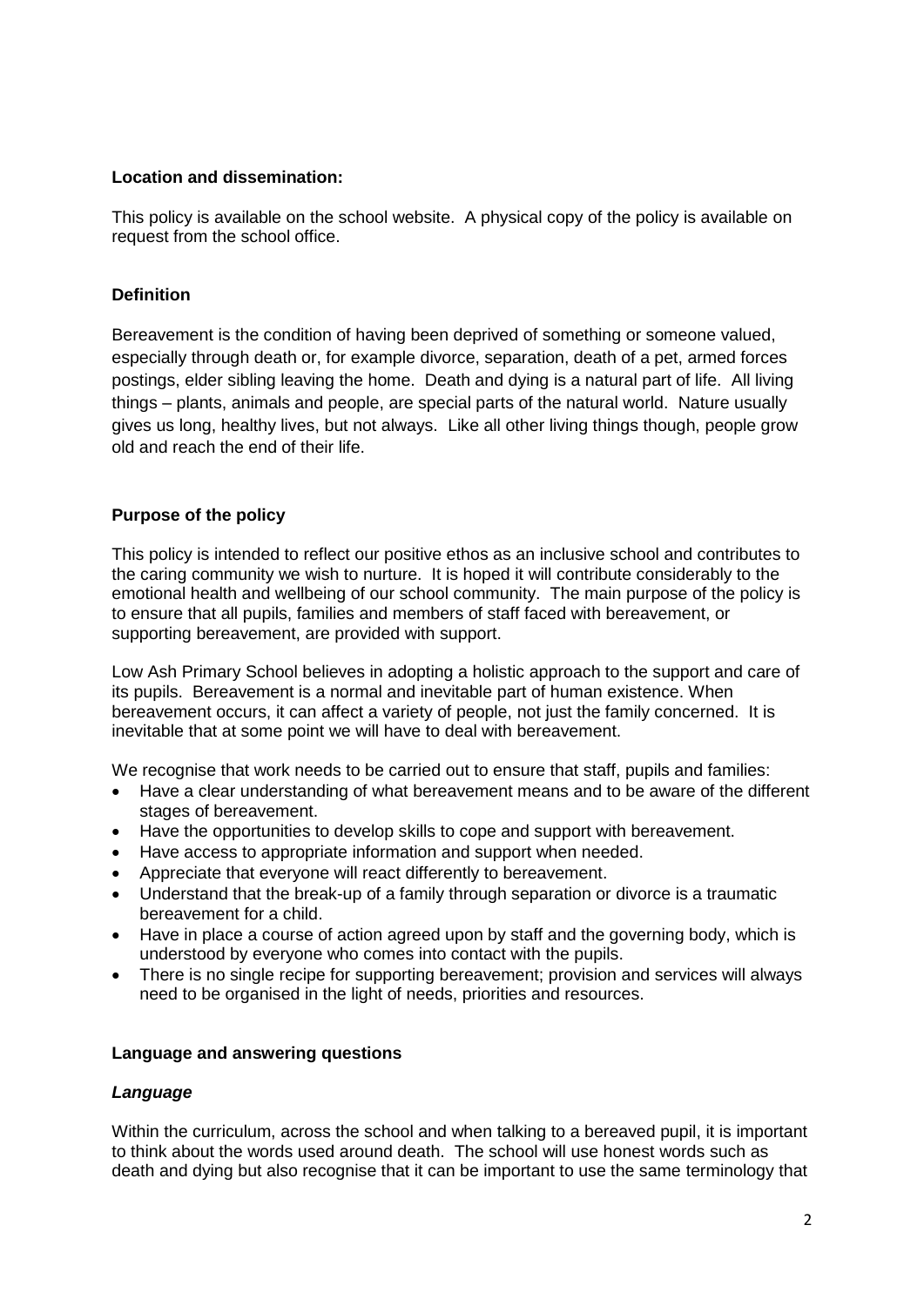**Location and dissemination:**

This policy is available on the school website. A physical copy of the policy is available on request from the school office.

**Definition**

Bereavement is the condition of having been deprived of something or someone valued, especially through death or, for example divorce, separation, death of a pet, armed forces postings, elder sibling leaving the home. Death and dying is a natural part of life. All living things – plants, animals and people, are special parts of the natural world. Nature usually gives us long, healthy lives, but not always. Like all other living things though, people grow old and reach the end of their life.

**Purpose of the policy**

This policy is intended to reflect our positive ethos as an inclusive school and contributes to the caring community we wish to nurture. It is hoped it will contribute considerably to the emotional health and wellbeing of our school community. The main purpose of the policy is to ensure that all pupils, families and members of staff faced with bereavement, or supporting bereavement, are provided with support.

Low Ash Primary School believes in adopting a holistic approach to the support and care of its pupils. Bereavement is a normal and inevitable part of human existence. When bereavement occurs, it can affect a variety of people, not just the family concerned. It is inevitable that at some point we will have to deal with bereavement.

We recognise that work needs to be carried out to ensure that staff, pupils and families:

- Have a clear understanding of what bereavement means and to be aware of the different stages of bereavement.
- Have the opportunities to develop skills to cope and support with bereavement.
- Have access to appropriate information and support when needed.
- Appreciate that everyone will react differently to bereavement.
- Understand that the break-up of a family through separation or divorce is a traumatic bereavement for a child.
- Have in place a course of action agreed upon by staff and the governing body, which is understood by everyone who comes into contact with the pupils.
- There is no single recipe for supporting bereavement; provision and services will always need to be organised in the light of needs, priorities and resources.

**Language and answering questions**

***Language***

Within the curriculum, across the school and when talking to a bereaved pupil, it is important to think about the words used around death. The school will use honest words such as death and dying but also recognise that it can be important to use the same terminology that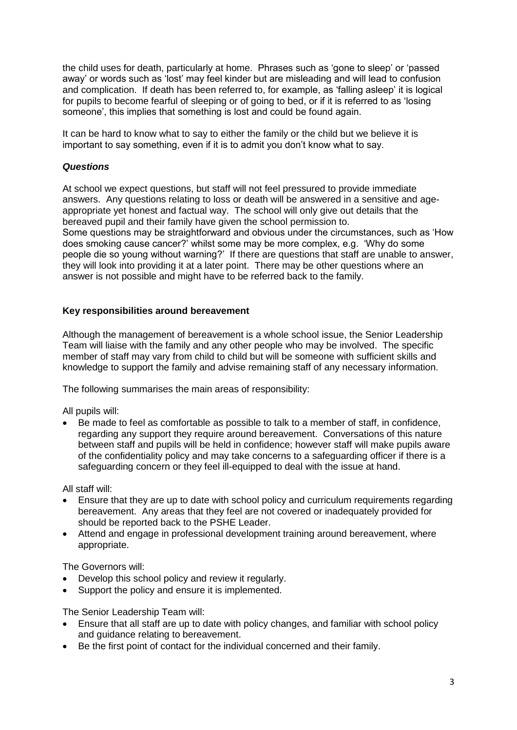the child uses for death, particularly at home. Phrases such as 'gone to sleep' or 'passed away' or words such as 'lost' may feel kinder but are misleading and will lead to confusion and complication. If death has been referred to, for example, as 'falling asleep' it is logical for pupils to become fearful of sleeping or of going to bed, or if it is referred to as 'losing someone', this implies that something is lost and could be found again.

It can be hard to know what to say to either the family or the child but we believe it is important to say something, even if it is to admit you don't know what to say.

***Questions***

At school we expect questions, but staff will not feel pressured to provide immediate answers. Any questions relating to loss or death will be answered in a sensitive and age-appropriate yet honest and factual way. The school will only give out details that the bereaved pupil and their family have given the school permission to.
Some questions may be straightforward and obvious under the circumstances, such as 'How does smoking cause cancer?' whilst some may be more complex, e.g. 'Why do some people die so young without warning?' If there are questions that staff are unable to answer, they will look into providing it at a later point. There may be other questions where an answer is not possible and might have to be referred back to the family.

**Key responsibilities around bereavement**

Although the management of bereavement is a whole school issue, the Senior Leadership Team will liaise with the family and any other people who may be involved. The specific member of staff may vary from child to child but will be someone with sufficient skills and knowledge to support the family and advise remaining staff of any necessary information.

The following summarises the main areas of responsibility:

All pupils will:

- Be made to feel as comfortable as possible to talk to a member of staff, in confidence, regarding any support they require around bereavement. Conversations of this nature between staff and pupils will be held in confidence; however staff will make pupils aware of the confidentiality policy and may take concerns to a safeguarding officer if there is a safeguarding concern or they feel ill-equipped to deal with the issue at hand.

All staff will:

- Ensure that they are up to date with school policy and curriculum requirements regarding bereavement. Any areas that they feel are not covered or inadequately provided for should be reported back to the PSHE Leader.
- Attend and engage in professional development training around bereavement, where appropriate.

The Governors will:

- Develop this school policy and review it regularly.
- Support the policy and ensure it is implemented.

The Senior Leadership Team will:

- Ensure that all staff are up to date with policy changes, and familiar with school policy and guidance relating to bereavement.
- Be the first point of contact for the individual concerned and their family.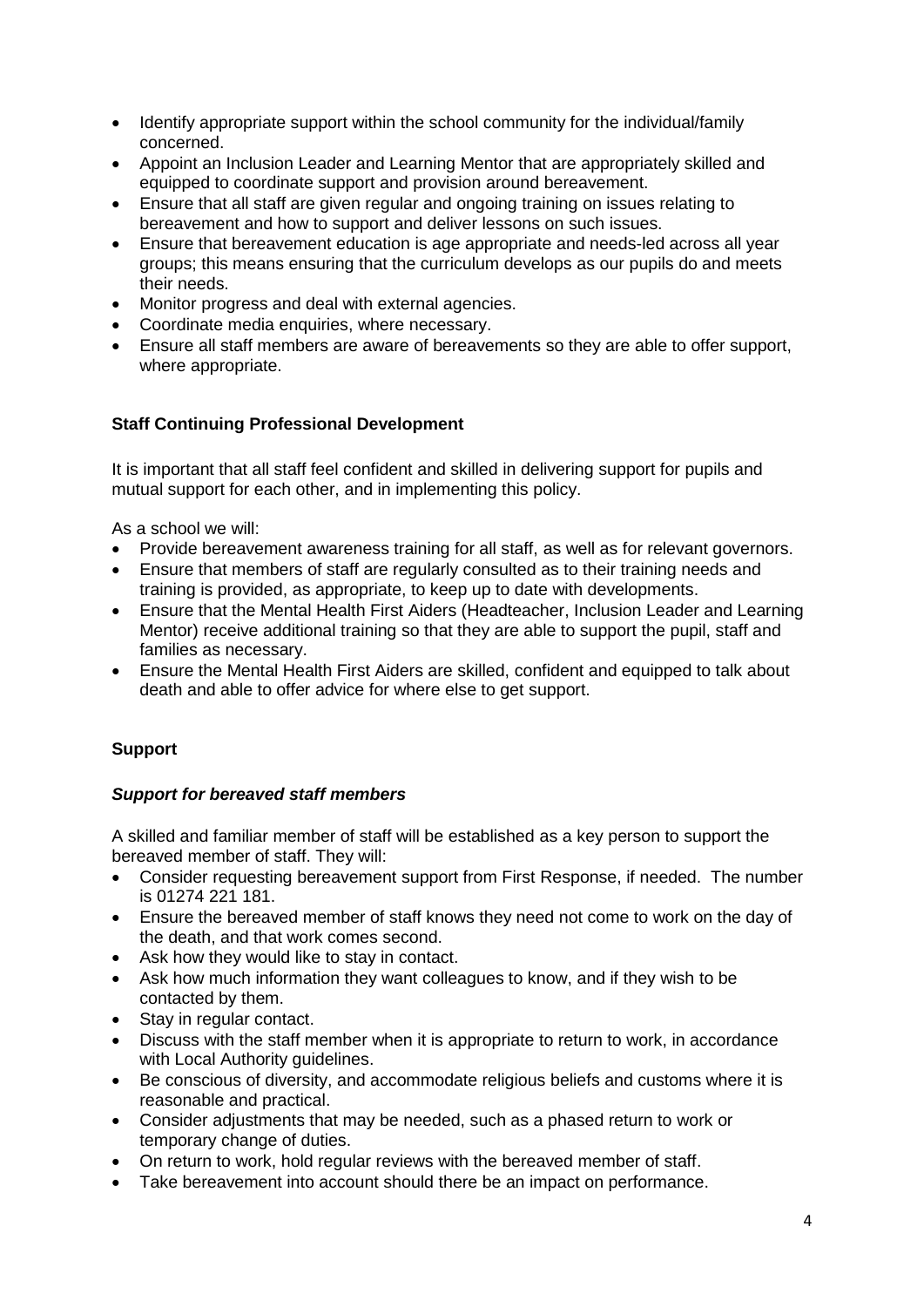- Identify appropriate support within the school community for the individual/family concerned.
- Appoint an Inclusion Leader and Learning Mentor that are appropriately skilled and equipped to coordinate support and provision around bereavement.
- Ensure that all staff are given regular and ongoing training on issues relating to bereavement and how to support and deliver lessons on such issues.
- Ensure that bereavement education is age appropriate and needs-led across all year groups; this means ensuring that the curriculum develops as our pupils do and meets their needs.
- Monitor progress and deal with external agencies.
- Coordinate media enquiries, where necessary.
- Ensure all staff members are aware of bereavements so they are able to offer support, where appropriate.

**Staff Continuing Professional Development**

It is important that all staff feel confident and skilled in delivering support for pupils and mutual support for each other, and in implementing this policy.

As a school we will:

- Provide bereavement awareness training for all staff, as well as for relevant governors.
- Ensure that members of staff are regularly consulted as to their training needs and training is provided, as appropriate, to keep up to date with developments.
- Ensure that the Mental Health First Aiders (Headteacher, Inclusion Leader and Learning Mentor) receive additional training so that they are able to support the pupil, staff and families as necessary.
- Ensure the Mental Health First Aiders are skilled, confident and equipped to talk about death and able to offer advice for where else to get support.

**Support**

***Support for bereaved staff members***

A skilled and familiar member of staff will be established as a key person to support the bereaved member of staff. They will:

- Consider requesting bereavement support from First Response, if needed. The number is 01274 221 181.
- Ensure the bereaved member of staff knows they need not come to work on the day of the death, and that work comes second.
- Ask how they would like to stay in contact.
- Ask how much information they want colleagues to know, and if they wish to be contacted by them.
- Stay in regular contact.
- Discuss with the staff member when it is appropriate to return to work, in accordance with Local Authority guidelines.
- Be conscious of diversity, and accommodate religious beliefs and customs where it is reasonable and practical.
- Consider adjustments that may be needed, such as a phased return to work or temporary change of duties.
- On return to work, hold regular reviews with the bereaved member of staff.
- Take bereavement into account should there be an impact on performance.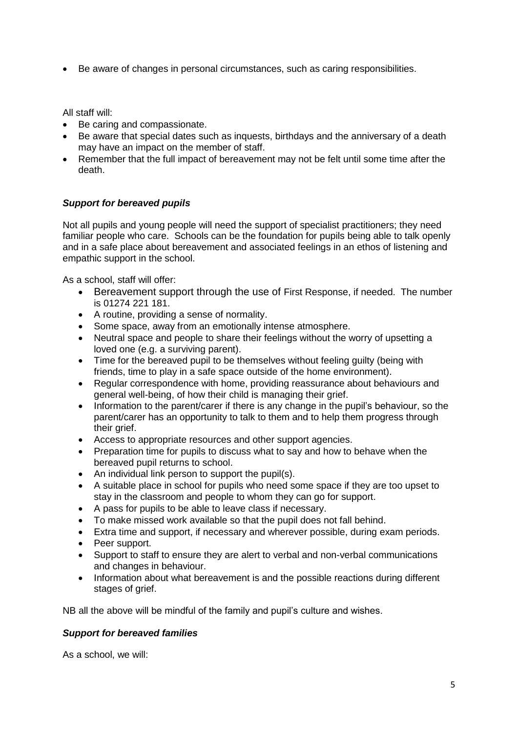- Be aware of changes in personal circumstances, such as caring responsibilities.

All staff will:

- Be caring and compassionate.
- Be aware that special dates such as inquests, birthdays and the anniversary of a death may have an impact on the member of staff.
- Remember that the full impact of bereavement may not be felt until some time after the death.

### *Support for bereaved pupils*

Not all pupils and young people will need the support of specialist practitioners; they need familiar people who care. Schools can be the foundation for pupils being able to talk openly and in a safe place about bereavement and associated feelings in an ethos of listening and empathic support in the school.

As a school, staff will offer:

- Bereavement support through the use of First Response, if needed. The number is 01274 221 181.
- A routine, providing a sense of normality.
- Some space, away from an emotionally intense atmosphere.
- Neutral space and people to share their feelings without the worry of upsetting a loved one (e.g. a surviving parent).
- Time for the bereaved pupil to be themselves without feeling guilty (being with friends, time to play in a safe space outside of the home environment).
- Regular correspondence with home, providing reassurance about behaviours and general well-being, of how their child is managing their grief.
- Information to the parent/carer if there is any change in the pupil's behaviour, so the parent/carer has an opportunity to talk to them and to help them progress through their grief.
- Access to appropriate resources and other support agencies.
- Preparation time for pupils to discuss what to say and how to behave when the bereaved pupil returns to school.
- An individual link person to support the pupil(s).
- A suitable place in school for pupils who need some space if they are too upset to stay in the classroom and people to whom they can go for support.
- A pass for pupils to be able to leave class if necessary.
- To make missed work available so that the pupil does not fall behind.
- Extra time and support, if necessary and wherever possible, during exam periods.
- Peer support.
- Support to staff to ensure they are alert to verbal and non-verbal communications and changes in behaviour.
- Information about what bereavement is and the possible reactions during different stages of grief.

NB all the above will be mindful of the family and pupil's culture and wishes.

### *Support for bereaved families*

As a school, we will: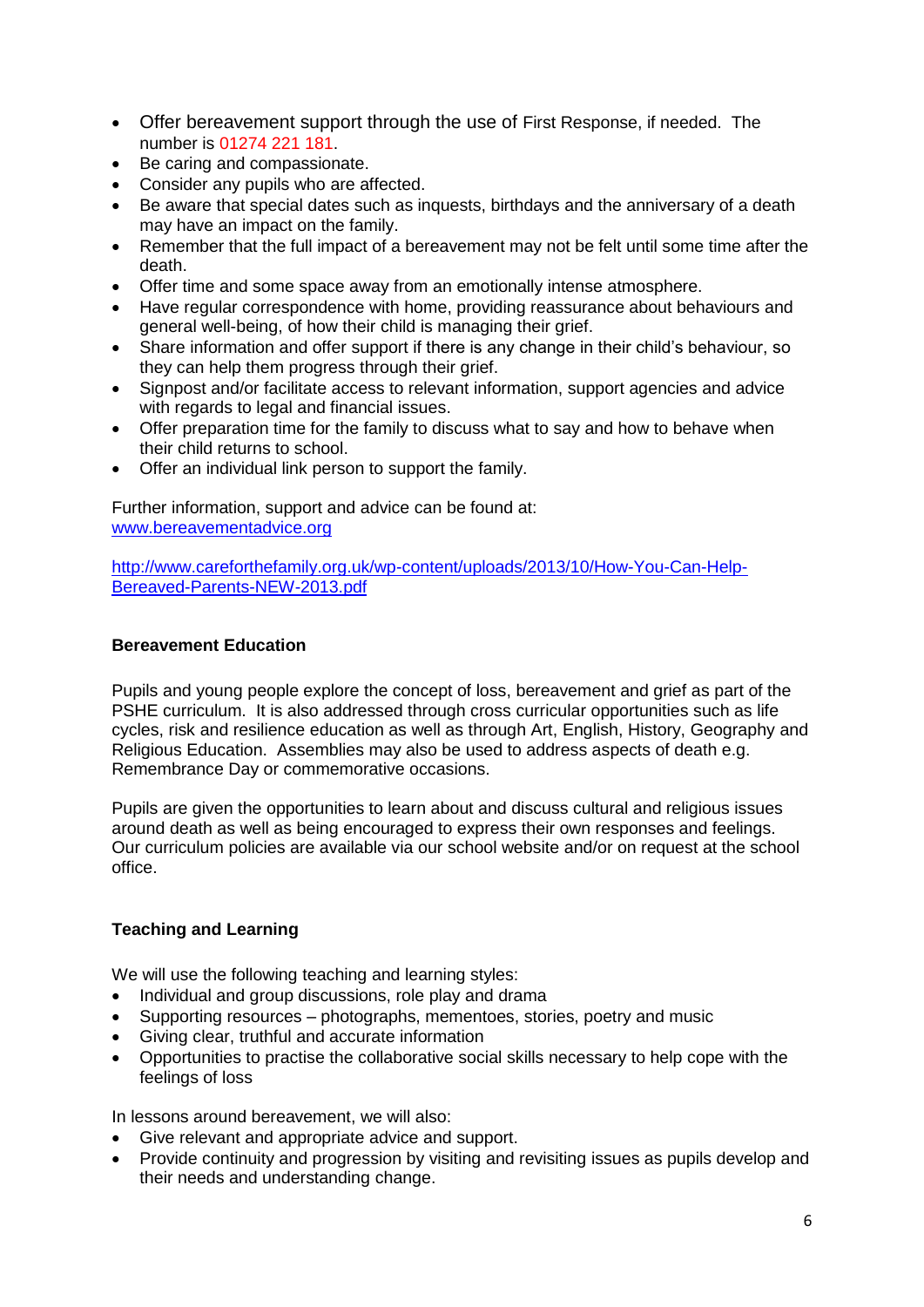- Offer bereavement support through the use of First Response, if needed. The number is 01274 221 181.
- Be caring and compassionate.
- Consider any pupils who are affected.
- Be aware that special dates such as inquests, birthdays and the anniversary of a death may have an impact on the family.
- Remember that the full impact of a bereavement may not be felt until some time after the death.
- Offer time and some space away from an emotionally intense atmosphere.
- Have regular correspondence with home, providing reassurance about behaviours and general well-being, of how their child is managing their grief.
- Share information and offer support if there is any change in their child's behaviour, so they can help them progress through their grief.
- Signpost and/or facilitate access to relevant information, support agencies and advice with regards to legal and financial issues.
- Offer preparation time for the family to discuss what to say and how to behave when their child returns to school.
- Offer an individual link person to support the family.

Further information, support and advice can be found at:
[www.bereavementadvice.org](http://www.bereavementadvice.org)

[http://www.careforthefamily.org.uk/wp-content/uploads/2013/10/How-You-Can-Help-Bereaved-Parents-NEW-2013.pdf](http://www.careforthefamily.org.uk/wp-content/uploads/2013/10/How-You-Can-Help-Bereaved-Parents-NEW-2013.pdf)

### Bereavement Education

Pupils and young people explore the concept of loss, bereavement and grief as part of the PSHE curriculum. It is also addressed through cross curricular opportunities such as life cycles, risk and resilience education as well as through Art, English, History, Geography and Religious Education. Assemblies may also be used to address aspects of death e.g. Remembrance Day or commemorative occasions.

Pupils are given the opportunities to learn about and discuss cultural and religious issues around death as well as being encouraged to express their own responses and feelings. Our curriculum policies are available via our school website and/or on request at the school office.

### Teaching and Learning

We will use the following teaching and learning styles:

- Individual and group discussions, role play and drama
- Supporting resources – photographs, mementoes, stories, poetry and music
- Giving clear, truthful and accurate information
- Opportunities to practise the collaborative social skills necessary to help cope with the feelings of loss

In lessons around bereavement, we will also:

- Give relevant and appropriate advice and support.
- Provide continuity and progression by visiting and revisiting issues as pupils develop and their needs and understanding change.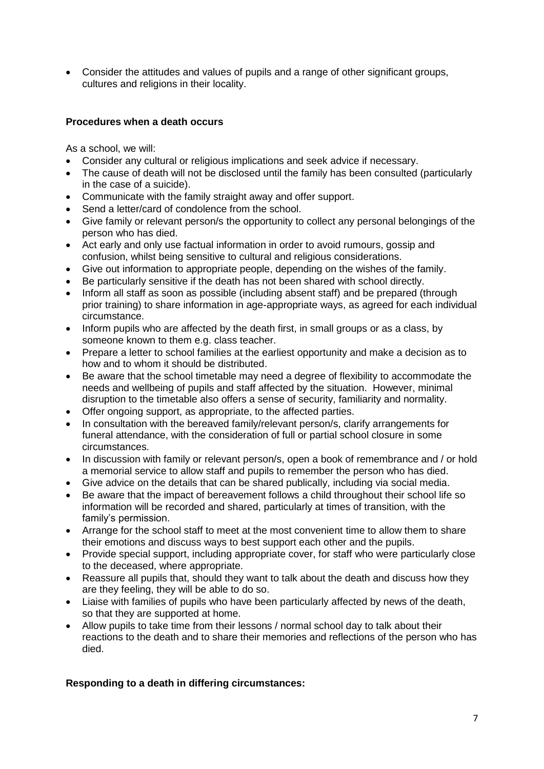- Consider the attitudes and values of pupils and a range of other significant groups, cultures and religions in their locality.

**Procedures when a death occurs**

As a school, we will:

- Consider any cultural or religious implications and seek advice if necessary.
- The cause of death will not be disclosed until the family has been consulted (particularly in the case of a suicide).
- Communicate with the family straight away and offer support.
- Send a letter/card of condolence from the school.
- Give family or relevant person/s the opportunity to collect any personal belongings of the person who has died.
- Act early and only use factual information in order to avoid rumours, gossip and confusion, whilst being sensitive to cultural and religious considerations.
- Give out information to appropriate people, depending on the wishes of the family.
- Be particularly sensitive if the death has not been shared with school directly.
- Inform all staff as soon as possible (including absent staff) and be prepared (through prior training) to share information in age-appropriate ways, as agreed for each individual circumstance.
- Inform pupils who are affected by the death first, in small groups or as a class, by someone known to them e.g. class teacher.
- Prepare a letter to school families at the earliest opportunity and make a decision as to how and to whom it should be distributed.
- Be aware that the school timetable may need a degree of flexibility to accommodate the needs and wellbeing of pupils and staff affected by the situation. However, minimal disruption to the timetable also offers a sense of security, familiarity and normality.
- Offer ongoing support, as appropriate, to the affected parties.
- In consultation with the bereaved family/relevant person/s, clarify arrangements for funeral attendance, with the consideration of full or partial school closure in some circumstances.
- In discussion with family or relevant person/s, open a book of remembrance and / or hold a memorial service to allow staff and pupils to remember the person who has died.
- Give advice on the details that can be shared publically, including via social media.
- Be aware that the impact of bereavement follows a child throughout their school life so information will be recorded and shared, particularly at times of transition, with the family's permission.
- Arrange for the school staff to meet at the most convenient time to allow them to share their emotions and discuss ways to best support each other and the pupils.
- Provide special support, including appropriate cover, for staff who were particularly close to the deceased, where appropriate.
- Reassure all pupils that, should they want to talk about the death and discuss how they are they feeling, they will be able to do so.
- Liaise with families of pupils who have been particularly affected by news of the death, so that they are supported at home.
- Allow pupils to take time from their lessons / normal school day to talk about their reactions to the death and to share their memories and reflections of the person who has died.

**Responding to a death in differing circumstances:**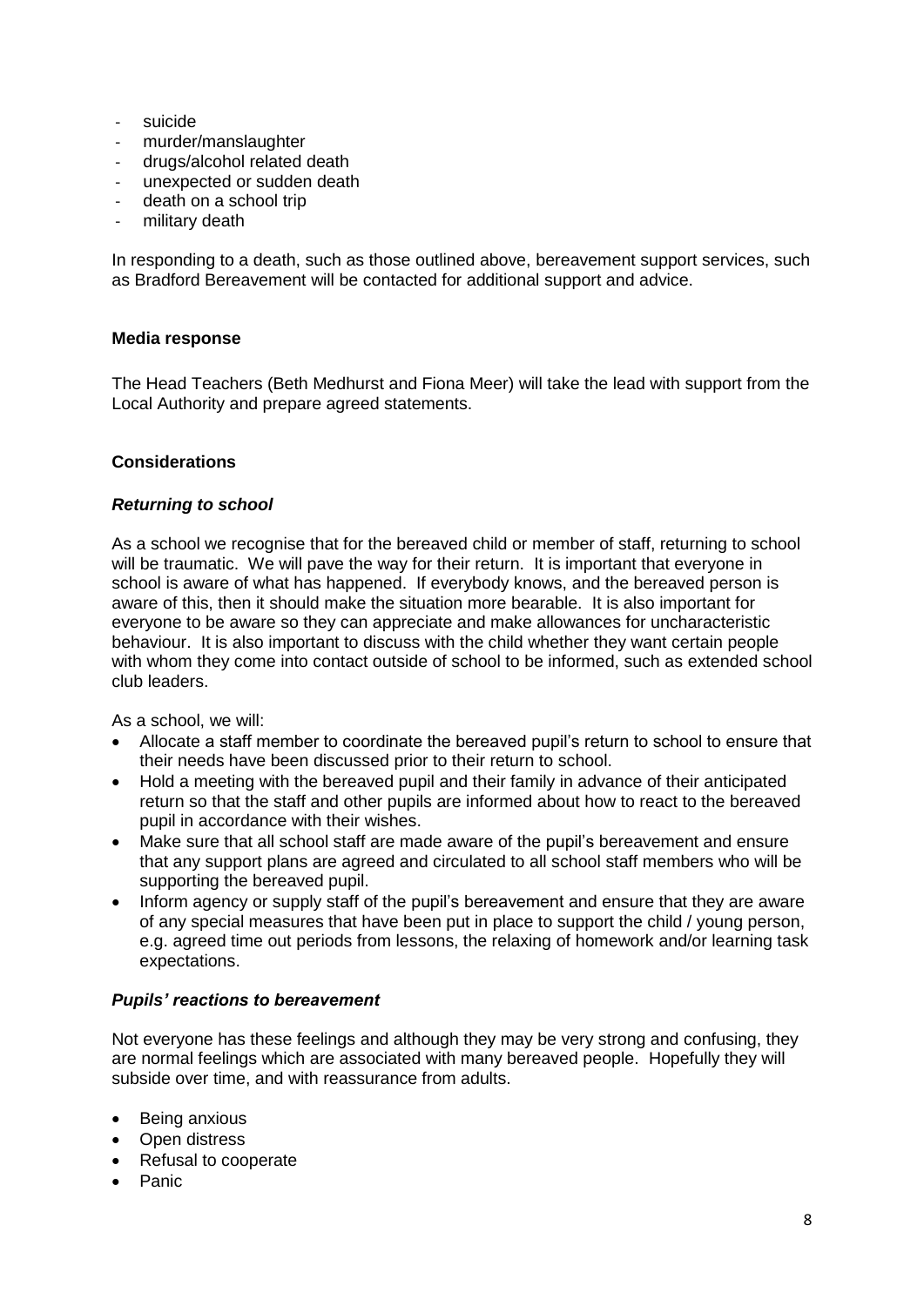- suicide
- murder/manslaughter
- drugs/alcohol related death
- unexpected or sudden death
- death on a school trip
- military death

In responding to a death, such as those outlined above, bereavement support services, such as Bradford Bereavement will be contacted for additional support and advice.

**Media response**

The Head Teachers (Beth Medhurst and Fiona Meer) will take the lead with support from the Local Authority and prepare agreed statements.

**Considerations**

***Returning to school***

As a school we recognise that for the bereaved child or member of staff, returning to school will be traumatic. We will pave the way for their return. It is important that everyone in school is aware of what has happened. If everybody knows, and the bereaved person is aware of this, then it should make the situation more bearable. It is also important for everyone to be aware so they can appreciate and make allowances for uncharacteristic behaviour. It is also important to discuss with the child whether they want certain people with whom they come into contact outside of school to be informed, such as extended school club leaders.

As a school, we will:

- Allocate a staff member to coordinate the bereaved pupil's return to school to ensure that their needs have been discussed prior to their return to school.
- Hold a meeting with the bereaved pupil and their family in advance of their anticipated return so that the staff and other pupils are informed about how to react to the bereaved pupil in accordance with their wishes.
- Make sure that all school staff are made aware of the pupil's bereavement and ensure that any support plans are agreed and circulated to all school staff members who will be supporting the bereaved pupil.
- Inform agency or supply staff of the pupil's bereavement and ensure that they are aware of any special measures that have been put in place to support the child / young person, e.g. agreed time out periods from lessons, the relaxing of homework and/or learning task expectations.

***Pupils' reactions to bereavement***

Not everyone has these feelings and although they may be very strong and confusing, they are normal feelings which are associated with many bereaved people. Hopefully they will subside over time, and with reassurance from adults.

- Being anxious
- Open distress
- Refusal to cooperate
- Panic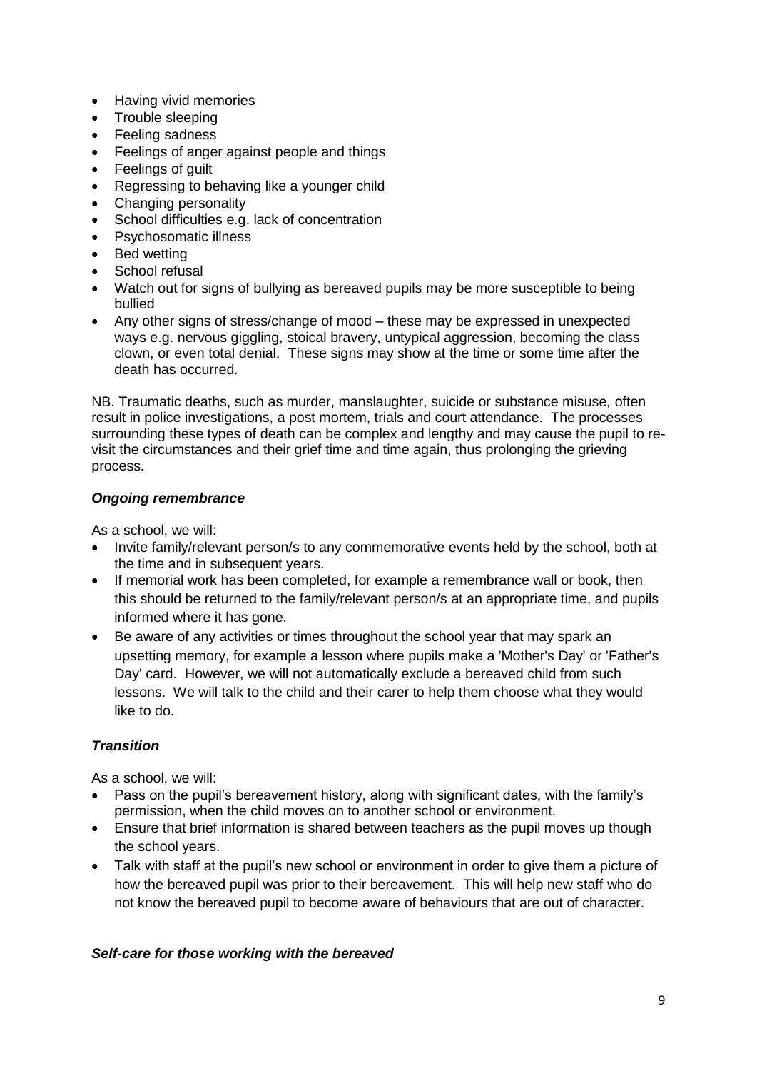- Having vivid memories
- Trouble sleeping
- Feeling sadness
- Feelings of anger against people and things
- Feelings of guilt
- Regressing to behaving like a younger child
- Changing personality
- School difficulties e.g. lack of concentration
- Psychosomatic illness
- Bed wetting
- School refusal
- Watch out for signs of bullying as bereaved pupils may be more susceptible to being bullied
- Any other signs of stress/change of mood – these may be expressed in unexpected ways e.g. nervous giggling, stoical bravery, untypical aggression, becoming the class clown, or even total denial. These signs may show at the time or some time after the death has occurred.

NB. Traumatic deaths, such as murder, manslaughter, suicide or substance misuse, often result in police investigations, a post mortem, trials and court attendance. The processes surrounding these types of death can be complex and lengthy and may cause the pupil to re-visit the circumstances and their grief time and time again, thus prolonging the grieving process.

### *Ongoing remembrance*

As a school, we will:

- Invite family/relevant person/s to any commemorative events held by the school, both at the time and in subsequent years.
- If memorial work has been completed, for example a remembrance wall or book, then this should be returned to the family/relevant person/s at an appropriate time, and pupils informed where it has gone.
- Be aware of any activities or times throughout the school year that may spark an upsetting memory, for example a lesson where pupils make a 'Mother's Day' or 'Father's Day' card. However, we will not automatically exclude a bereaved child from such lessons. We will talk to the child and their carer to help them choose what they would like to do.

### *Transition*

As a school, we will:

- Pass on the pupil's bereavement history, along with significant dates, with the family's permission, when the child moves on to another school or environment.
- Ensure that brief information is shared between teachers as the pupil moves up though the school years.
- Talk with staff at the pupil's new school or environment in order to give them a picture of how the bereaved pupil was prior to their bereavement. This will help new staff who do not know the bereaved pupil to become aware of behaviours that are out of character.

### *Self-care for those working with the bereaved*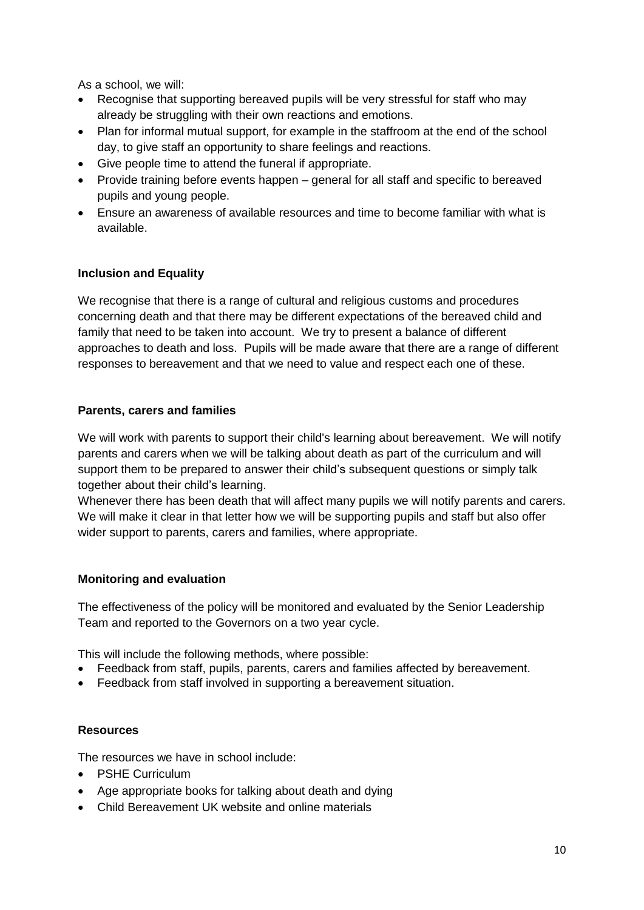As a school, we will:

- Recognise that supporting bereaved pupils will be very stressful for staff who may already be struggling with their own reactions and emotions.
- Plan for informal mutual support, for example in the staffroom at the end of the school day, to give staff an opportunity to share feelings and reactions.
- Give people time to attend the funeral if appropriate.
- Provide training before events happen – general for all staff and specific to bereaved pupils and young people.
- Ensure an awareness of available resources and time to become familiar with what is available.

**Inclusion and Equality**

We recognise that there is a range of cultural and religious customs and procedures concerning death and that there may be different expectations of the bereaved child and family that need to be taken into account. We try to present a balance of different approaches to death and loss. Pupils will be made aware that there are a range of different responses to bereavement and that we need to value and respect each one of these.

**Parents, carers and families**

We will work with parents to support their child's learning about bereavement. We will notify parents and carers when we will be talking about death as part of the curriculum and will support them to be prepared to answer their child's subsequent questions or simply talk together about their child's learning.

Whenever there has been death that will affect many pupils we will notify parents and carers. We will make it clear in that letter how we will be supporting pupils and staff but also offer wider support to parents, carers and families, where appropriate.

**Monitoring and evaluation**

The effectiveness of the policy will be monitored and evaluated by the Senior Leadership Team and reported to the Governors on a two year cycle.

This will include the following methods, where possible:

- Feedback from staff, pupils, parents, carers and families affected by bereavement.
- Feedback from staff involved in supporting a bereavement situation.

**Resources**

The resources we have in school include:

- PSHE Curriculum
- Age appropriate books for talking about death and dying
- Child Bereavement UK website and online materials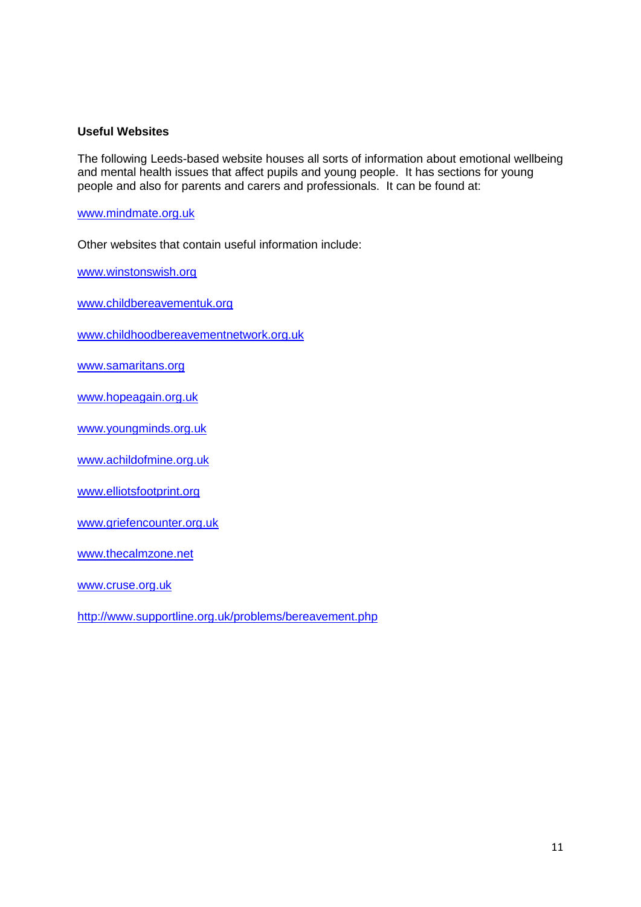**Useful Websites**

The following Leeds-based website houses all sorts of information about emotional wellbeing and mental health issues that affect pupils and young people. It has sections for young people and also for parents and carers and professionals. It can be found at:

www.mindmate.org.uk

Other websites that contain useful information include:

www.winstonswish.org

www.childbereavementuk.org

www.childhoodbereavementnetwork.org.uk

www.samaritans.org

www.hopeagain.org.uk

www.youngminds.org.uk

www.achildofmine.org.uk

www.elliotsfootprint.org

www.griefencounter.org.uk

www.thecalmzone.net

www.cruse.org.uk

http://www.supportline.org.uk/problems/bereavement.php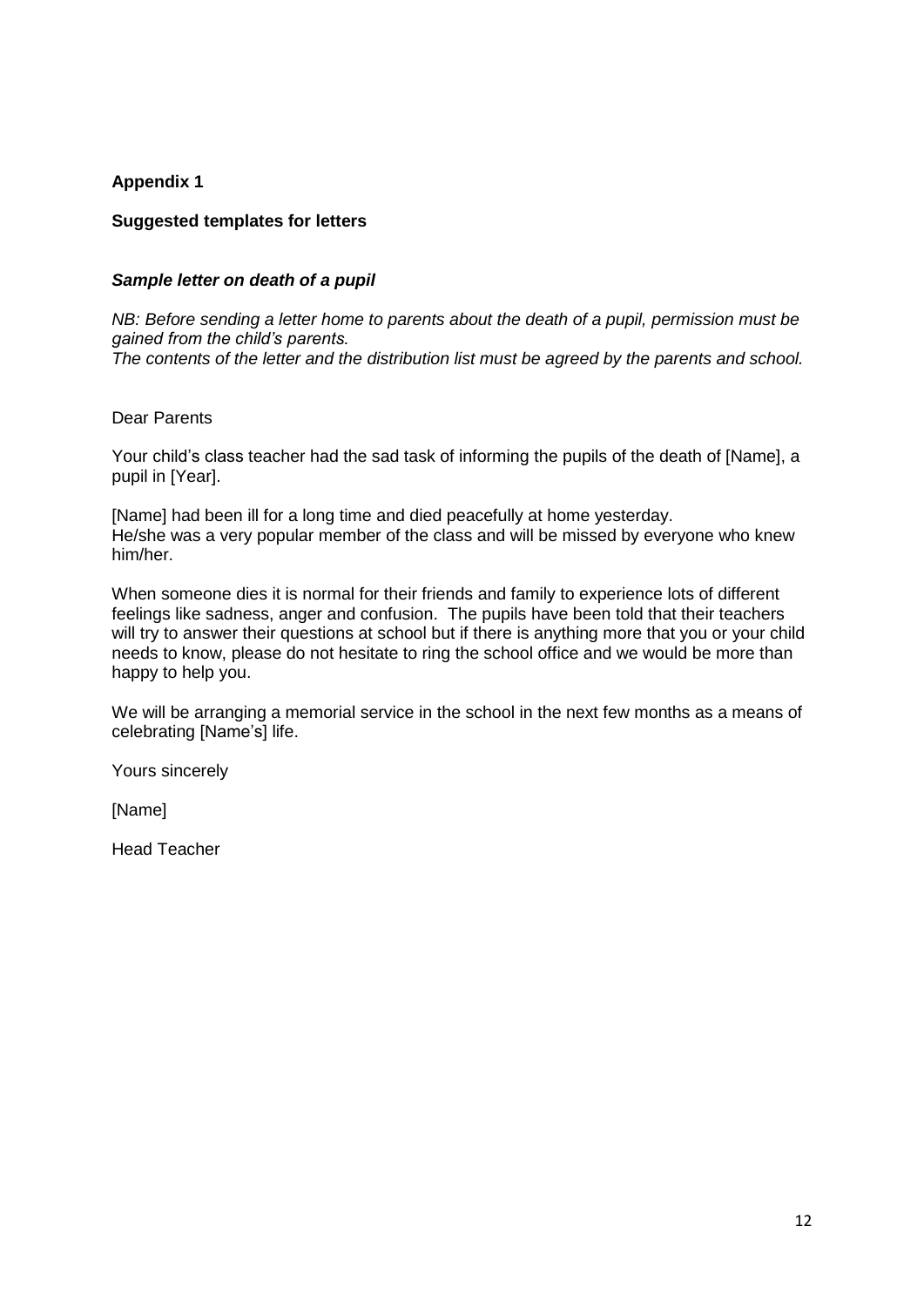**Appendix 1**

**Suggested templates for letters**

***Sample letter on death of a pupil***

*NB: Before sending a letter home to parents about the death of a pupil, permission must be gained from the child's parents.*
*The contents of the letter and the distribution list must be agreed by the parents and school.*

Dear Parents

Your child's class teacher had the sad task of informing the pupils of the death of [Name], a pupil in [Year].

[Name] had been ill for a long time and died peacefully at home yesterday.
He/she was a very popular member of the class and will be missed by everyone who knew him/her.

When someone dies it is normal for their friends and family to experience lots of different feelings like sadness, anger and confusion. The pupils have been told that their teachers will try to answer their questions at school but if there is anything more that you or your child needs to know, please do not hesitate to ring the school office and we would be more than happy to help you.

We will be arranging a memorial service in the school in the next few months as a means of celebrating [Name's] life.

Yours sincerely

[Name]

Head Teacher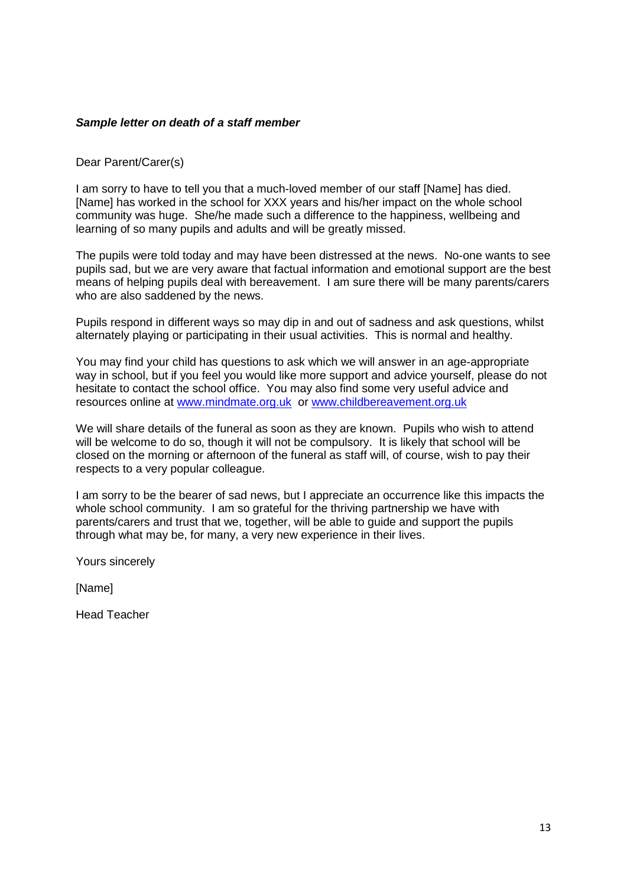***Sample letter on death of a staff member***

Dear Parent/Carer(s)

I am sorry to have to tell you that a much-loved member of our staff [Name] has died. [Name] has worked in the school for XXX years and his/her impact on the whole school community was huge. She/he made such a difference to the happiness, wellbeing and learning of so many pupils and adults and will be greatly missed.

The pupils were told today and may have been distressed at the news. No-one wants to see pupils sad, but we are very aware that factual information and emotional support are the best means of helping pupils deal with bereavement. I am sure there will be many parents/carers who are also saddened by the news.

Pupils respond in different ways so may dip in and out of sadness and ask questions, whilst alternately playing or participating in their usual activities. This is normal and healthy.

You may find your child has questions to ask which we will answer in an age-appropriate way in school, but if you feel you would like more support and advice yourself, please do not hesitate to contact the school office. You may also find some very useful advice and resources online at [www.mindmate.org.uk](http://www.mindmate.org.uk) or [www.childbereavement.org.uk](http://www.childbereavement.org.uk)

We will share details of the funeral as soon as they are known. Pupils who wish to attend will be welcome to do so, though it will not be compulsory. It is likely that school will be closed on the morning or afternoon of the funeral as staff will, of course, wish to pay their respects to a very popular colleague.

I am sorry to be the bearer of sad news, but I appreciate an occurrence like this impacts the whole school community. I am so grateful for the thriving partnership we have with parents/carers and trust that we, together, will be able to guide and support the pupils through what may be, for many, a very new experience in their lives.

Yours sincerely

[Name]

Head Teacher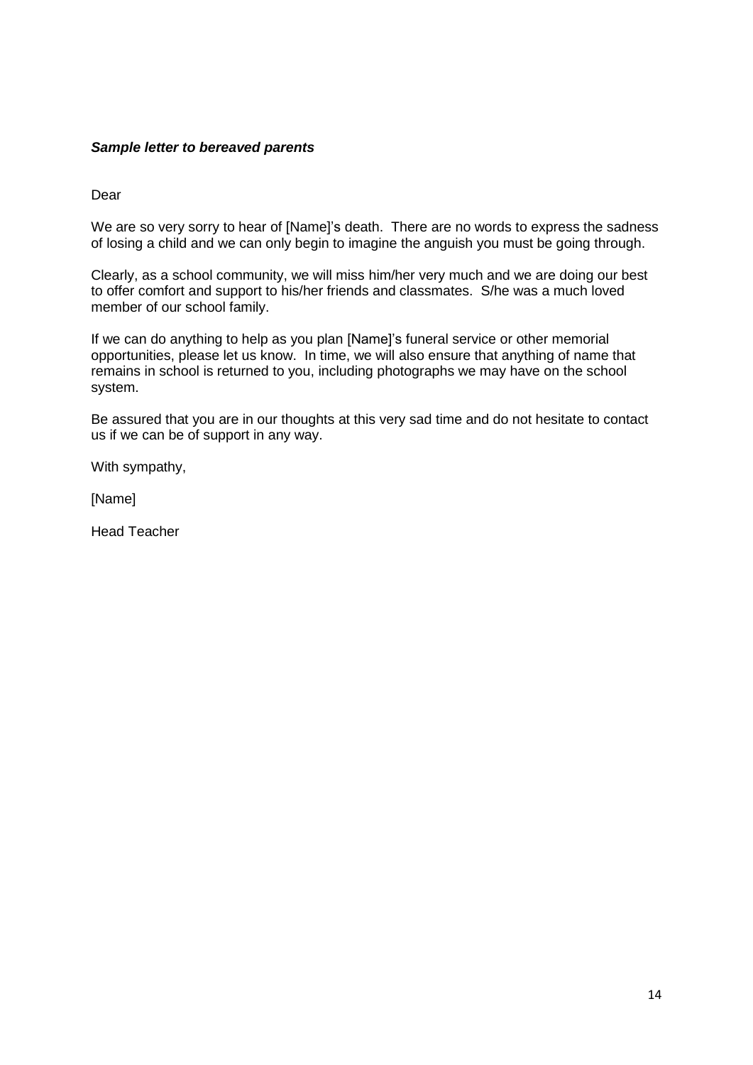***Sample letter to bereaved parents***

Dear

We are so very sorry to hear of [Name]'s death. There are no words to express the sadness of losing a child and we can only begin to imagine the anguish you must be going through.

Clearly, as a school community, we will miss him/her very much and we are doing our best to offer comfort and support to his/her friends and classmates. S/he was a much loved member of our school family.

If we can do anything to help as you plan [Name]'s funeral service or other memorial opportunities, please let us know. In time, we will also ensure that anything of name that remains in school is returned to you, including photographs we may have on the school system.

Be assured that you are in our thoughts at this very sad time and do not hesitate to contact us if we can be of support in any way.

With sympathy,

[Name]

Head Teacher